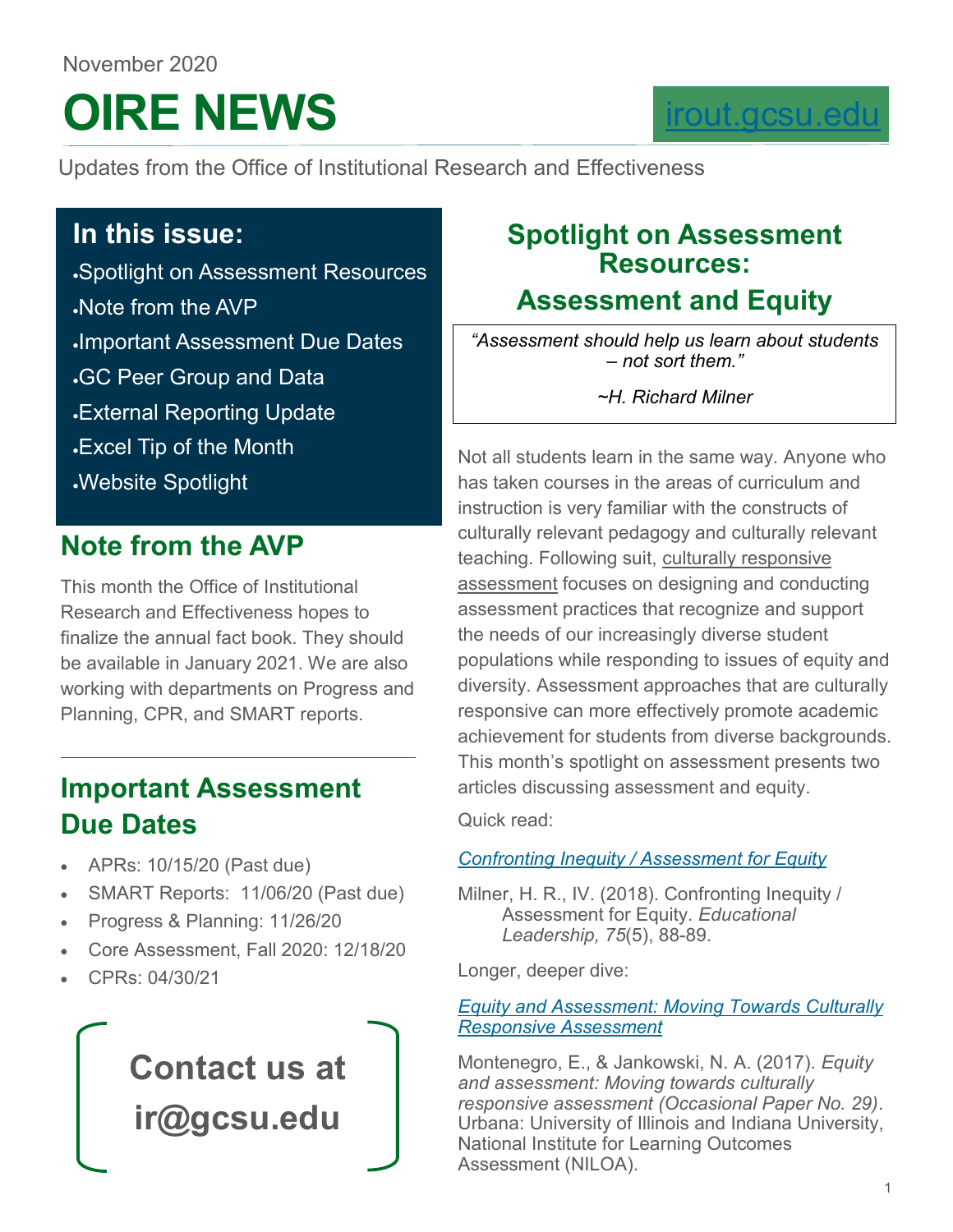November 2020

# OIRE NEWS

irout.gcsu.edu

Updates from the Office of Institutional Research and Effectiveness

## In this issue:

- Spotlight on Assessment Resources
- Note from the AVP
- Important Assessment Due Dates
- GC Peer Group and Data
- External Reporting Update
- Excel Tip of the Month
- Website Spotlight

## Note from the AVP

This month the Office of Institutional Research and Effectiveness hopes to finalize the annual fact book. They should be available in January 2021. We are also working with departments on Progress and Planning, CPR, and SMART reports.

## Important Assessment Due Dates

- APRs: 10/15/20 (Past due)
- SMART Reports: 11/06/20 (Past due)
- Progress & Planning: 11/26/20
- Core Assessment, Fall 2020: 12/18/20
- CPRs: 04/30/21

**Contact us at ir@gcsu.edu**

## Spotlight on Assessment Resources: Assessment and Equity

*"Assessment should help us learn about students – not sort them."*

*~H. Richard Milner*

Not all students learn in the same way. Anyone who has taken courses in the areas of curriculum and instruction is very familiar with the constructs of culturally relevant pedagogy and culturally relevant teaching. Following suit, culturally responsive assessment focuses on designing and conducting assessment practices that recognize and support the needs of our increasingly diverse student populations while responding to issues of equity and diversity. Assessment approaches that are culturally responsive can more effectively promote academic achievement for students from diverse backgrounds. This month's spotlight on assessment presents two articles discussing assessment and equity.

Quick read:

*Confronting Inequity / Assessment for Equity*

Milner, H. R., IV. (2018). Confronting Inequity / Assessment for Equity. *Educational Leadership, 75*(5), 88-89.

Longer, deeper dive:

*Equity and Assessment: Moving Towards Culturally Responsive Assessment*

Montenegro, E., & Jankowski, N. A. (2017). *Equity and assessment: Moving towards culturally responsive assessment (Occasional Paper No. 29)*. Urbana: University of Illinois and Indiana University, National Institute for Learning Outcomes Assessment (NILOA).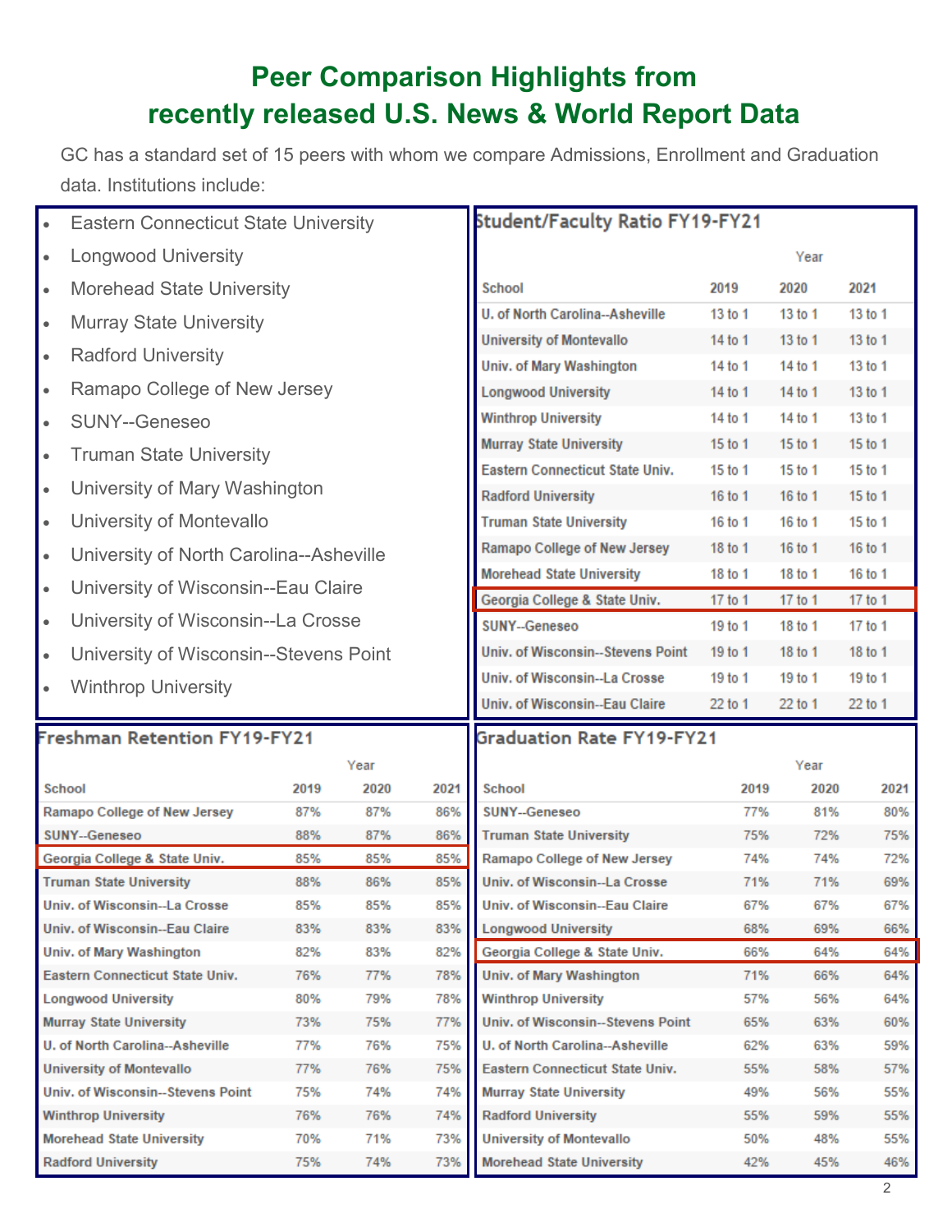# Peer Comparison Highlights from recently released U.S. News & World Report Data

GC has a standard set of 15 peers with whom we compare Admissions, Enrollment and Graduation data. Institutions include:

- Eastern Connecticut State University
- Longwood University
- Morehead State University
- Murray State University
- Radford University
- Ramapo College of New Jersey
- SUNY--Geneseo
- Truman State University
- University of Mary Washington
- University of Montevallo
- University of North Carolina--Asheville
- University of Wisconsin--Eau Claire
- University of Wisconsin--La Crosse
- University of Wisconsin--Stevens Point
- Winthrop University

## Student/Faculty Ratio FY19-FY21

| School | 2019 | 2020 | 2021 |
|---|---|---|---|
| U. of North Carolina--Asheville | 13 to 1 | 13 to 1 | 13 to 1 |
| University of Montevallo | 14 to 1 | 13 to 1 | 13 to 1 |
| Univ. of Mary Washington | 14 to 1 | 14 to 1 | 13 to 1 |
| Longwood University | 14 to 1 | 14 to 1 | 13 to 1 |
| Winthrop University | 14 to 1 | 14 to 1 | 13 to 1 |
| Murray State University | 15 to 1 | 15 to 1 | 15 to 1 |
| Eastern Connecticut State Univ. | 15 to 1 | 15 to 1 | 15 to 1 |
| Radford University | 16 to 1 | 16 to 1 | 15 to 1 |
| Truman State University | 16 to 1 | 16 to 1 | 15 to 1 |
| Ramapo College of New Jersey | 18 to 1 | 16 to 1 | 16 to 1 |
| Morehead State University | 18 to 1 | 18 to 1 | 16 to 1 |
| Georgia College & State Univ. | 17 to 1 | 17 to 1 | 17 to 1 |
| SUNY--Geneseo | 19 to 1 | 18 to 1 | 17 to 1 |
| Univ. of Wisconsin--Stevens Point | 19 to 1 | 18 to 1 | 18 to 1 |
| Univ. of Wisconsin--La Crosse | 19 to 1 | 19 to 1 | 19 to 1 |
| Univ. of Wisconsin--Eau Claire | 22 to 1 | 22 to 1 | 22 to 1 |

## Freshman Retention FY19-FY21

| School | 2019 | 2020 | 2021 |
|---|---|---|---|
| Ramapo College of New Jersey | 87% | 87% | 86% |
| SUNY--Geneseo | 88% | 87% | 86% |
| Georgia College & State Univ. | 85% | 85% | 85% |
| Truman State University | 88% | 86% | 85% |
| Univ. of Wisconsin--La Crosse | 85% | 85% | 85% |
| Univ. of Wisconsin--Eau Claire | 83% | 83% | 83% |
| Univ. of Mary Washington | 82% | 83% | 82% |
| Eastern Connecticut State Univ. | 76% | 77% | 78% |
| Longwood University | 80% | 79% | 78% |
| Murray State University | 73% | 75% | 77% |
| U. of North Carolina--Asheville | 77% | 76% | 75% |
| University of Montevallo | 77% | 76% | 75% |
| Univ. of Wisconsin--Stevens Point | 75% | 74% | 74% |
| Winthrop University | 76% | 76% | 74% |
| Morehead State University | 70% | 71% | 73% |
| Radford University | 75% | 74% | 73% |

## Graduation Rate FY19-FY21

| School | 2019 | 2020 | 2021 |
|---|---|---|---|
| SUNY--Geneseo | 77% | 81% | 80% |
| Truman State University | 75% | 72% | 75% |
| Ramapo College of New Jersey | 74% | 74% | 72% |
| Univ. of Wisconsin--La Crosse | 71% | 71% | 69% |
| Univ. of Wisconsin--Eau Claire | 67% | 67% | 67% |
| Longwood University | 68% | 69% | 66% |
| Georgia College & State Univ. | 66% | 64% | 64% |
| Univ. of Mary Washington | 71% | 66% | 64% |
| Winthrop University | 57% | 56% | 64% |
| Univ. of Wisconsin--Stevens Point | 65% | 63% | 60% |
| U. of North Carolina--Asheville | 62% | 63% | 59% |
| Eastern Connecticut State Univ. | 55% | 58% | 57% |
| Murray State University | 49% | 56% | 55% |
| Radford University | 55% | 59% | 55% |
| University of Montevallo | 50% | 48% | 55% |
| Morehead State University | 42% | 45% | 46% |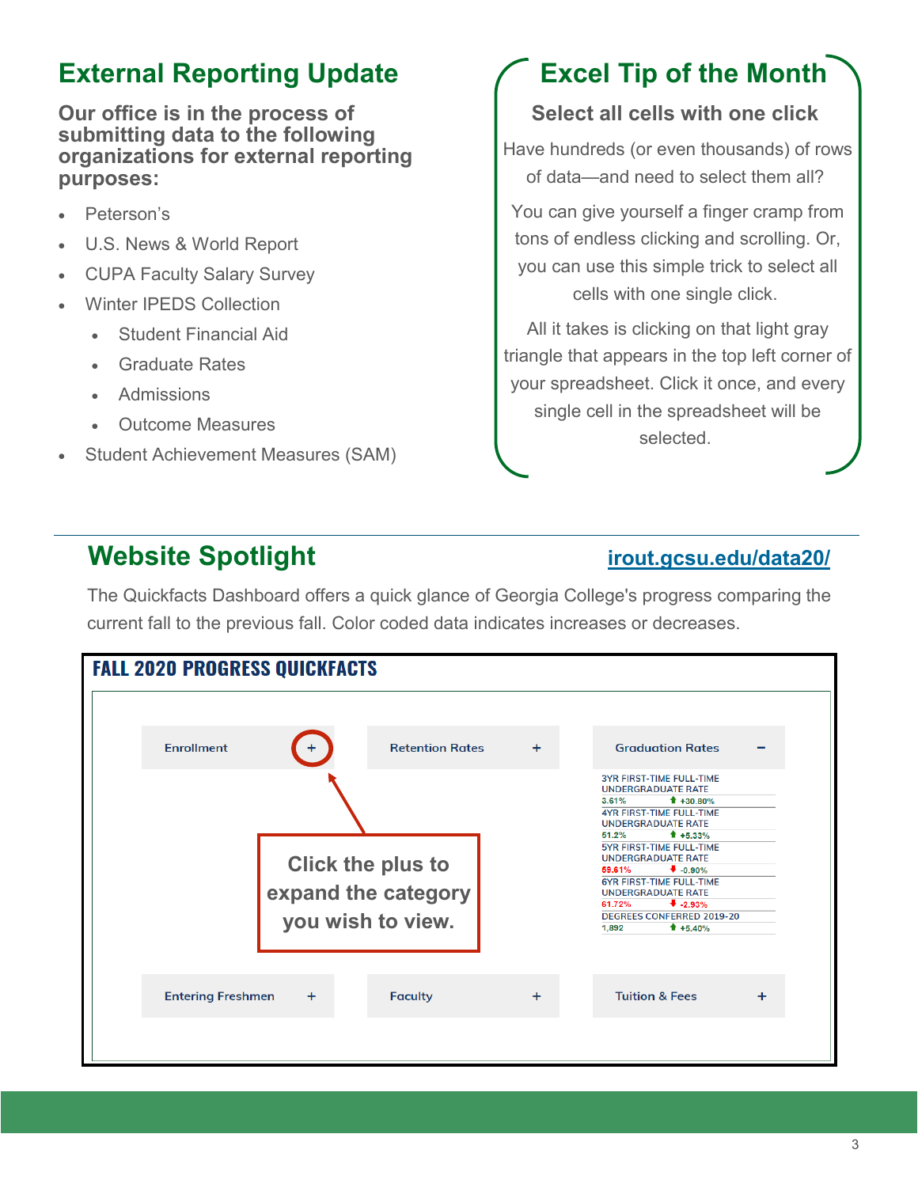## External Reporting Update

**Our office is in the process of submitting data to the following organizations for external reporting purposes:**

- Peterson's
- U.S. News & World Report
- CUPA Faculty Salary Survey
- Winter IPEDS Collection
  - Student Financial Aid
  - Graduate Rates
  - Admissions
  - Outcome Measures
- Student Achievement Measures (SAM)

## Excel Tip of the Month

**Select all cells with one click**

Have hundreds (or even thousands) of rows of data—and need to select them all?

You can give yourself a finger cramp from tons of endless clicking and scrolling. Or, you can use this simple trick to select all cells with one single click.

All it takes is clicking on that light gray triangle that appears in the top left corner of your spreadsheet. Click it once, and every single cell in the spreadsheet will be selected.

## Website Spotlight

[irout.gcsu.edu/data20/](irout.gcsu.edu/data20/)

The Quickfacts Dashboard offers a quick glance of Georgia College's progress comparing the current fall to the previous fall. Color coded data indicates increases or decreases.

**FALL 2020 PROGRESS QUICKFACTS**

Enrollment +

Retention Rates +

Graduation Rates −

3YR FIRST-TIME FULL-TIME UNDERGRADUATE RATE
3.61% ⬆ +30.80%

4YR FIRST-TIME FULL-TIME UNDERGRADUATE RATE
51.2% ⬆ +5.33%

5YR FIRST-TIME FULL-TIME UNDERGRADUATE RATE
59.61% ⬇ -0.90%

6YR FIRST-TIME FULL-TIME UNDERGRADUATE RATE
61.72% ⬇ -2.93%

DEGREES CONFERRED 2019-20
1,892 ⬆ +5.40%

Click the plus to expand the category you wish to view.

Entering Freshmen +

Faculty +

Tuition & Fees +